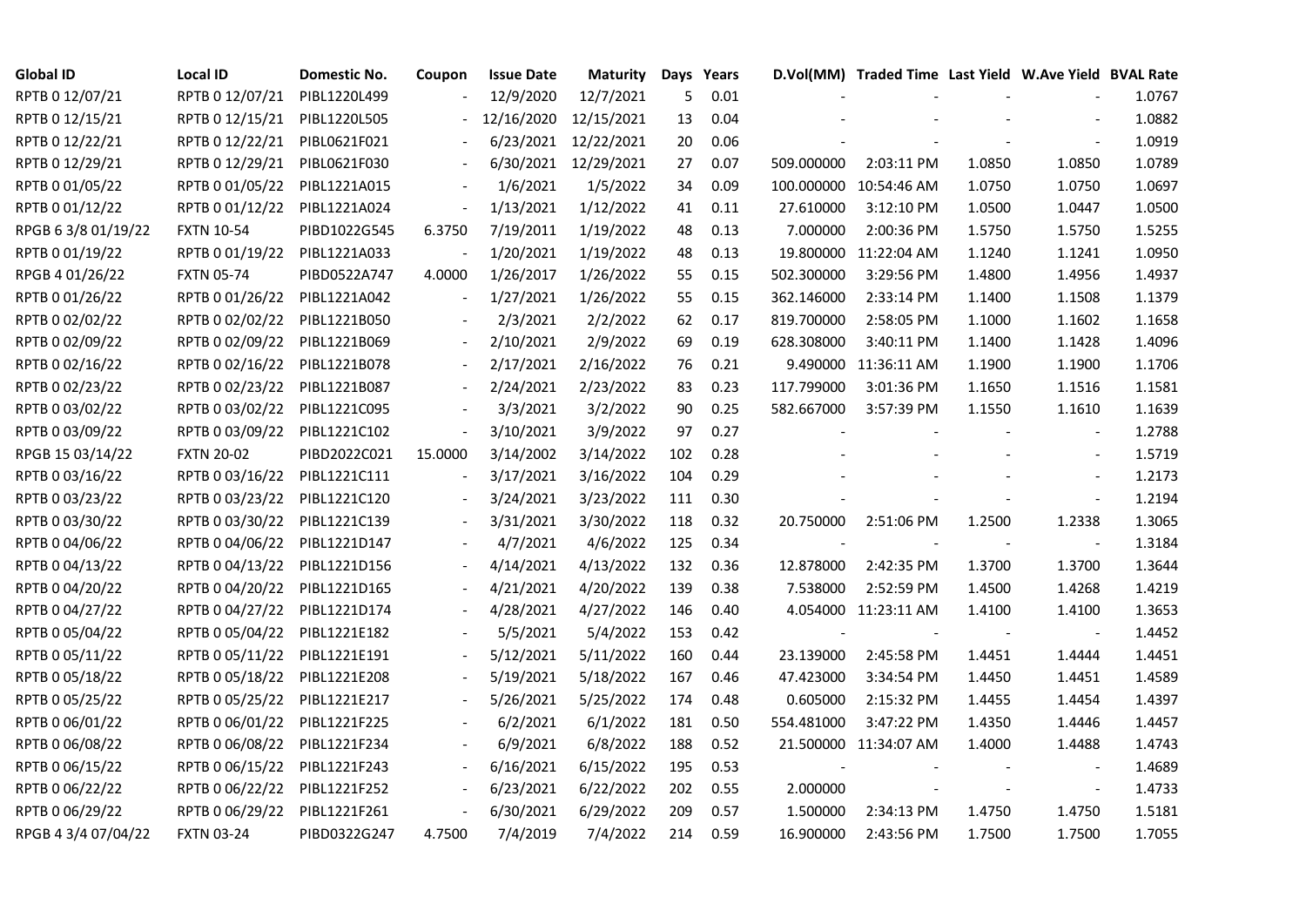| Global ID | Local ID | Domestic No. | Coupon | Issue Date | Maturity | Days | Years | D.Vol(MM) | Traded Time | Last Yield | W.Ave Yield | BVAL Rate |
|---|---|---|---|---|---|---|---|---|---|---|---|---|
| RPTB 0 12/07/21 | RPTB 0 12/07/21 | PIBL1220L499 | - | 12/9/2020 | 12/7/2021 | 5 | 0.01 | - | - | - | - | 1.0767 |
| RPTB 0 12/15/21 | RPTB 0 12/15/21 | PIBL1220L505 | - | 12/16/2020 | 12/15/2021 | 13 | 0.04 | - | - | - | - | 1.0882 |
| RPTB 0 12/22/21 | RPTB 0 12/22/21 | PIBL0621F021 | - | 6/23/2021 | 12/22/2021 | 20 | 0.06 | - | - | - | - | 1.0919 |
| RPTB 0 12/29/21 | RPTB 0 12/29/21 | PIBL0621F030 | - | 6/30/2021 | 12/29/2021 | 27 | 0.07 | 509.000000 | 2:03:11 PM | 1.0850 | 1.0850 | 1.0789 |
| RPTB 0 01/05/22 | RPTB 0 01/05/22 | PIBL1221A015 | - | 1/6/2021 | 1/5/2022 | 34 | 0.09 | 100.000000 | 10:54:46 AM | 1.0750 | 1.0750 | 1.0697 |
| RPTB 0 01/12/22 | RPTB 0 01/12/22 | PIBL1221A024 | - | 1/13/2021 | 1/12/2022 | 41 | 0.11 | 27.610000 | 3:12:10 PM | 1.0500 | 1.0447 | 1.0500 |
| RPGB 6 3/8 01/19/22 | FXTN 10-54 | PIBD1022G545 | 6.3750 | 7/19/2011 | 1/19/2022 | 48 | 0.13 | 7.000000 | 2:00:36 PM | 1.5750 | 1.5750 | 1.5255 |
| RPTB 0 01/19/22 | RPTB 0 01/19/22 | PIBL1221A033 | - | 1/20/2021 | 1/19/2022 | 48 | 0.13 | 19.800000 | 11:22:04 AM | 1.1240 | 1.1241 | 1.0950 |
| RPGB 4 01/26/22 | FXTN 05-74 | PIBD0522A747 | 4.0000 | 1/26/2017 | 1/26/2022 | 55 | 0.15 | 502.300000 | 3:29:56 PM | 1.4800 | 1.4956 | 1.4937 |
| RPTB 0 01/26/22 | RPTB 0 01/26/22 | PIBL1221A042 | - | 1/27/2021 | 1/26/2022 | 55 | 0.15 | 362.146000 | 2:33:14 PM | 1.1400 | 1.1508 | 1.1379 |
| RPTB 0 02/02/22 | RPTB 0 02/02/22 | PIBL1221B050 | - | 2/3/2021 | 2/2/2022 | 62 | 0.17 | 819.700000 | 2:58:05 PM | 1.1000 | 1.1602 | 1.1658 |
| RPTB 0 02/09/22 | RPTB 0 02/09/22 | PIBL1221B069 | - | 2/10/2021 | 2/9/2022 | 69 | 0.19 | 628.308000 | 3:40:11 PM | 1.1400 | 1.1428 | 1.4096 |
| RPTB 0 02/16/22 | RPTB 0 02/16/22 | PIBL1221B078 | - | 2/17/2021 | 2/16/2022 | 76 | 0.21 | 9.490000 | 11:36:11 AM | 1.1900 | 1.1900 | 1.1706 |
| RPTB 0 02/23/22 | RPTB 0 02/23/22 | PIBL1221B087 | - | 2/24/2021 | 2/23/2022 | 83 | 0.23 | 117.799000 | 3:01:36 PM | 1.1650 | 1.1516 | 1.1581 |
| RPTB 0 03/02/22 | RPTB 0 03/02/22 | PIBL1221C095 | - | 3/3/2021 | 3/2/2022 | 90 | 0.25 | 582.667000 | 3:57:39 PM | 1.1550 | 1.1610 | 1.1639 |
| RPTB 0 03/09/22 | RPTB 0 03/09/22 | PIBL1221C102 | - | 3/10/2021 | 3/9/2022 | 97 | 0.27 | - | - | - | - | 1.2788 |
| RPGB 15 03/14/22 | FXTN 20-02 | PIBD2022C021 | 15.0000 | 3/14/2002 | 3/14/2022 | 102 | 0.28 | - | - | - | - | 1.5719 |
| RPTB 0 03/16/22 | RPTB 0 03/16/22 | PIBL1221C111 | - | 3/17/2021 | 3/16/2022 | 104 | 0.29 | - | - | - | - | 1.2173 |
| RPTB 0 03/23/22 | RPTB 0 03/23/22 | PIBL1221C120 | - | 3/24/2021 | 3/23/2022 | 111 | 0.30 | - | - | - | - | 1.2194 |
| RPTB 0 03/30/22 | RPTB 0 03/30/22 | PIBL1221C139 | - | 3/31/2021 | 3/30/2022 | 118 | 0.32 | 20.750000 | 2:51:06 PM | 1.2500 | 1.2338 | 1.3065 |
| RPTB 0 04/06/22 | RPTB 0 04/06/22 | PIBL1221D147 | - | 4/7/2021 | 4/6/2022 | 125 | 0.34 | - | - | - | - | 1.3184 |
| RPTB 0 04/13/22 | RPTB 0 04/13/22 | PIBL1221D156 | - | 4/14/2021 | 4/13/2022 | 132 | 0.36 | 12.878000 | 2:42:35 PM | 1.3700 | 1.3700 | 1.3644 |
| RPTB 0 04/20/22 | RPTB 0 04/20/22 | PIBL1221D165 | - | 4/21/2021 | 4/20/2022 | 139 | 0.38 | 7.538000 | 2:52:59 PM | 1.4500 | 1.4268 | 1.4219 |
| RPTB 0 04/27/22 | RPTB 0 04/27/22 | PIBL1221D174 | - | 4/28/2021 | 4/27/2022 | 146 | 0.40 | 4.054000 | 11:23:11 AM | 1.4100 | 1.4100 | 1.3653 |
| RPTB 0 05/04/22 | RPTB 0 05/04/22 | PIBL1221E182 | - | 5/5/2021 | 5/4/2022 | 153 | 0.42 | - | - | - | - | 1.4452 |
| RPTB 0 05/11/22 | RPTB 0 05/11/22 | PIBL1221E191 | - | 5/12/2021 | 5/11/2022 | 160 | 0.44 | 23.139000 | 2:45:58 PM | 1.4451 | 1.4444 | 1.4451 |
| RPTB 0 05/18/22 | RPTB 0 05/18/22 | PIBL1221E208 | - | 5/19/2021 | 5/18/2022 | 167 | 0.46 | 47.423000 | 3:34:54 PM | 1.4450 | 1.4451 | 1.4589 |
| RPTB 0 05/25/22 | RPTB 0 05/25/22 | PIBL1221E217 | - | 5/26/2021 | 5/25/2022 | 174 | 0.48 | 0.605000 | 2:15:32 PM | 1.4455 | 1.4454 | 1.4397 |
| RPTB 0 06/01/22 | RPTB 0 06/01/22 | PIBL1221F225 | - | 6/2/2021 | 6/1/2022 | 181 | 0.50 | 554.481000 | 3:47:22 PM | 1.4350 | 1.4446 | 1.4457 |
| RPTB 0 06/08/22 | RPTB 0 06/08/22 | PIBL1221F234 | - | 6/9/2021 | 6/8/2022 | 188 | 0.52 | 21.500000 | 11:34:07 AM | 1.4000 | 1.4488 | 1.4743 |
| RPTB 0 06/15/22 | RPTB 0 06/15/22 | PIBL1221F243 | - | 6/16/2021 | 6/15/2022 | 195 | 0.53 | - | - | - | - | 1.4689 |
| RPTB 0 06/22/22 | RPTB 0 06/22/22 | PIBL1221F252 | - | 6/23/2021 | 6/22/2022 | 202 | 0.55 | 2.000000 | - | - | - | 1.4733 |
| RPTB 0 06/29/22 | RPTB 0 06/29/22 | PIBL1221F261 | - | 6/30/2021 | 6/29/2022 | 209 | 0.57 | 1.500000 | 2:34:13 PM | 1.4750 | 1.4750 | 1.5181 |
| RPGB 4 3/4 07/04/22 | FXTN 03-24 | PIBD0322G247 | 4.7500 | 7/4/2019 | 7/4/2022 | 214 | 0.59 | 16.900000 | 2:43:56 PM | 1.7500 | 1.7500 | 1.7055 |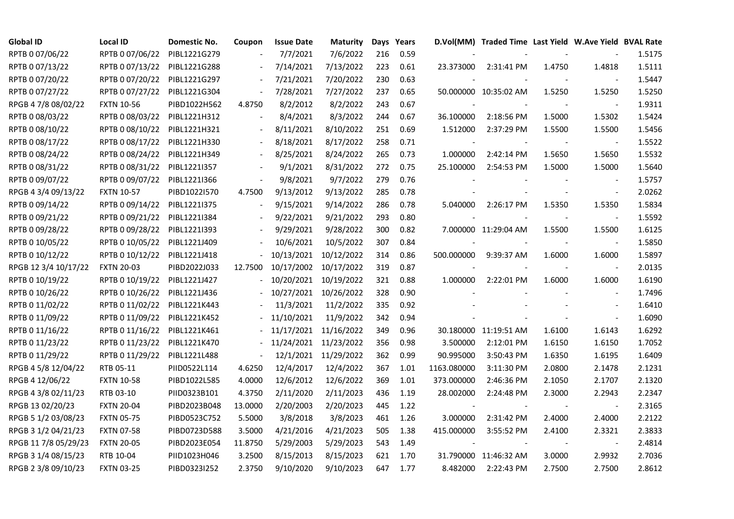| Global ID | Local ID | Domestic No. | Coupon | Issue Date | Maturity | Days | Years | D.Vol(MM) | Traded Time | Last Yield | W.Ave Yield | BVAL Rate |
|---|---|---|---|---|---|---|---|---|---|---|---|---|
| RPTB 0 07/06/22 | RPTB 0 07/06/22 | PIBL1221G279 | - | 7/7/2021 | 7/6/2022 | 216 | 0.59 | - | - | - | - | 1.5175 |
| RPTB 0 07/13/22 | RPTB 0 07/13/22 | PIBL1221G288 | - | 7/14/2021 | 7/13/2022 | 223 | 0.61 | 23.373000 | 2:31:41 PM | 1.4750 | 1.4818 | 1.5111 |
| RPTB 0 07/20/22 | RPTB 0 07/20/22 | PIBL1221G297 | - | 7/21/2021 | 7/20/2022 | 230 | 0.63 | - | - | - | - | 1.5447 |
| RPTB 0 07/27/22 | RPTB 0 07/27/22 | PIBL1221G304 | - | 7/28/2021 | 7/27/2022 | 237 | 0.65 | 50.000000 | 10:35:02 AM | 1.5250 | 1.5250 | 1.5250 |
| RPGB 4 7/8 08/02/22 | FXTN 10-56 | PIBD1022H562 | 4.8750 | 8/2/2012 | 8/2/2022 | 243 | 0.67 | - | - | - | - | 1.9311 |
| RPTB 0 08/03/22 | RPTB 0 08/03/22 | PIBL1221H312 | - | 8/4/2021 | 8/3/2022 | 244 | 0.67 | 36.100000 | 2:18:56 PM | 1.5000 | 1.5302 | 1.5424 |
| RPTB 0 08/10/22 | RPTB 0 08/10/22 | PIBL1221H321 | - | 8/11/2021 | 8/10/2022 | 251 | 0.69 | 1.512000 | 2:37:29 PM | 1.5500 | 1.5500 | 1.5456 |
| RPTB 0 08/17/22 | RPTB 0 08/17/22 | PIBL1221H330 | - | 8/18/2021 | 8/17/2022 | 258 | 0.71 | - | - | - | - | 1.5522 |
| RPTB 0 08/24/22 | RPTB 0 08/24/22 | PIBL1221H349 | - | 8/25/2021 | 8/24/2022 | 265 | 0.73 | 1.000000 | 2:42:14 PM | 1.5650 | 1.5650 | 1.5532 |
| RPTB 0 08/31/22 | RPTB 0 08/31/22 | PIBL1221I357 | - | 9/1/2021 | 8/31/2022 | 272 | 0.75 | 25.100000 | 2:54:53 PM | 1.5000 | 1.5000 | 1.5640 |
| RPTB 0 09/07/22 | RPTB 0 09/07/22 | PIBL1221I366 | - | 9/8/2021 | 9/7/2022 | 279 | 0.76 | - | - | - | - | 1.5757 |
| RPGB 4 3/4 09/13/22 | FXTN 10-57 | PIBD1022I570 | 4.7500 | 9/13/2012 | 9/13/2022 | 285 | 0.78 | - | - | - | - | 2.0262 |
| RPTB 0 09/14/22 | RPTB 0 09/14/22 | PIBL1221I375 | - | 9/15/2021 | 9/14/2022 | 286 | 0.78 | 5.040000 | 2:26:17 PM | 1.5350 | 1.5350 | 1.5834 |
| RPTB 0 09/21/22 | RPTB 0 09/21/22 | PIBL1221I384 | - | 9/22/2021 | 9/21/2022 | 293 | 0.80 | - | - | - | - | 1.5592 |
| RPTB 0 09/28/22 | RPTB 0 09/28/22 | PIBL1221I393 | - | 9/29/2021 | 9/28/2022 | 300 | 0.82 | 7.000000 | 11:29:04 AM | 1.5500 | 1.5500 | 1.6125 |
| RPTB 0 10/05/22 | RPTB 0 10/05/22 | PIBL1221J409 | - | 10/6/2021 | 10/5/2022 | 307 | 0.84 | - | - | - | - | 1.5850 |
| RPTB 0 10/12/22 | RPTB 0 10/12/22 | PIBL1221J418 | - | 10/13/2021 | 10/12/2022 | 314 | 0.86 | 500.000000 | 9:39:37 AM | 1.6000 | 1.6000 | 1.5897 |
| RPGB 12 3/4 10/17/22 | FXTN 20-03 | PIBD2022J033 | 12.7500 | 10/17/2002 | 10/17/2022 | 319 | 0.87 | - | - | - | - | 2.0135 |
| RPTB 0 10/19/22 | RPTB 0 10/19/22 | PIBL1221J427 | - | 10/20/2021 | 10/19/2022 | 321 | 0.88 | 1.000000 | 2:22:01 PM | 1.6000 | 1.6000 | 1.6190 |
| RPTB 0 10/26/22 | RPTB 0 10/26/22 | PIBL1221J436 | - | 10/27/2021 | 10/26/2022 | 328 | 0.90 | - | - | - | - | 1.7496 |
| RPTB 0 11/02/22 | RPTB 0 11/02/22 | PIBL1221K443 | - | 11/3/2021 | 11/2/2022 | 335 | 0.92 | - | - | - | - | 1.6410 |
| RPTB 0 11/09/22 | RPTB 0 11/09/22 | PIBL1221K452 | - | 11/10/2021 | 11/9/2022 | 342 | 0.94 | - | - | - | - | 1.6090 |
| RPTB 0 11/16/22 | RPTB 0 11/16/22 | PIBL1221K461 | - | 11/17/2021 | 11/16/2022 | 349 | 0.96 | 30.180000 | 11:19:51 AM | 1.6100 | 1.6143 | 1.6292 |
| RPTB 0 11/23/22 | RPTB 0 11/23/22 | PIBL1221K470 | - | 11/24/2021 | 11/23/2022 | 356 | 0.98 | 3.500000 | 2:12:01 PM | 1.6150 | 1.6150 | 1.7052 |
| RPTB 0 11/29/22 | RPTB 0 11/29/22 | PIBL1221L488 | - | 12/1/2021 | 11/29/2022 | 362 | 0.99 | 90.995000 | 3:50:43 PM | 1.6350 | 1.6195 | 1.6409 |
| RPGB 4 5/8 12/04/22 | RTB 05-11 | PIID0522L114 | 4.6250 | 12/4/2017 | 12/4/2022 | 367 | 1.01 | 1163.080000 | 3:11:30 PM | 2.0800 | 2.1478 | 2.1231 |
| RPGB 4 12/06/22 | FXTN 10-58 | PIBD1022L585 | 4.0000 | 12/6/2012 | 12/6/2022 | 369 | 1.01 | 373.000000 | 2:46:36 PM | 2.1050 | 2.1707 | 2.1320 |
| RPGB 4 3/8 02/11/23 | RTB 03-10 | PIID0323B101 | 4.3750 | 2/11/2020 | 2/11/2023 | 436 | 1.19 | 28.002000 | 2:24:48 PM | 2.3000 | 2.2943 | 2.2347 |
| RPGB 13 02/20/23 | FXTN 20-04 | PIBD2023B048 | 13.0000 | 2/20/2003 | 2/20/2023 | 445 | 1.22 | - | - | - | - | 2.3165 |
| RPGB 5 1/2 03/08/23 | FXTN 05-75 | PIBD0523C752 | 5.5000 | 3/8/2018 | 3/8/2023 | 461 | 1.26 | 3.000000 | 2:31:42 PM | 2.4000 | 2.4000 | 2.2122 |
| RPGB 3 1/2 04/21/23 | FXTN 07-58 | PIBD0723D588 | 3.5000 | 4/21/2016 | 4/21/2023 | 505 | 1.38 | 415.000000 | 3:55:52 PM | 2.4100 | 2.3321 | 2.3833 |
| RPGB 11 7/8 05/29/23 | FXTN 20-05 | PIBD2023E054 | 11.8750 | 5/29/2003 | 5/29/2023 | 543 | 1.49 | - | - | - | - | 2.4814 |
| RPGB 3 1/4 08/15/23 | RTB 10-04 | PIID1023H046 | 3.2500 | 8/15/2013 | 8/15/2023 | 621 | 1.70 | 31.790000 | 11:46:32 AM | 3.0000 | 2.9932 | 2.7036 |
| RPGB 2 3/8 09/10/23 | FXTN 03-25 | PIBD0323I252 | 2.3750 | 9/10/2020 | 9/10/2023 | 647 | 1.77 | 8.482000 | 2:22:43 PM | 2.7500 | 2.7500 | 2.8612 |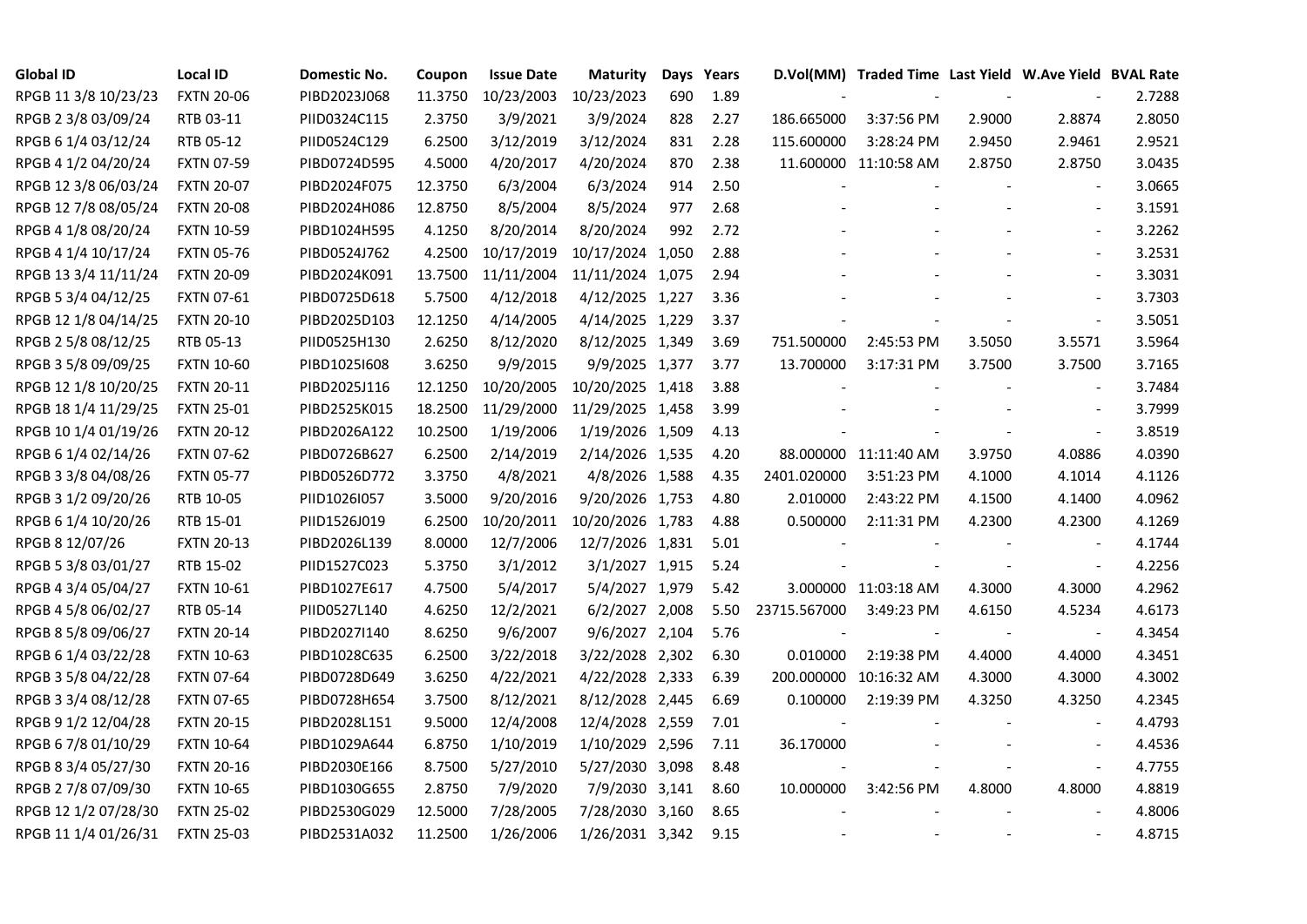| Global ID | Local ID | Domestic No. | Coupon | Issue Date | Maturity | Days | Years | D.Vol(MM) | Traded Time | Last Yield | W.Ave Yield | BVAL Rate |
|---|---|---|---|---|---|---|---|---|---|---|---|---|
| RPGB 11 3/8 10/23/23 | FXTN 20-06 | PIBD2023J068 | 11.3750 | 10/23/2003 | 10/23/2023 | 690 | 1.89 | - | - | - | - | 2.7288 |
| RPGB 2 3/8 03/09/24 | RTB 03-11 | PIID0324C115 | 2.3750 | 3/9/2021 | 3/9/2024 | 828 | 2.27 | 186.665000 | 3:37:56 PM | 2.9000 | 2.8874 | 2.8050 |
| RPGB 6 1/4 03/12/24 | RTB 05-12 | PIID0524C129 | 6.2500 | 3/12/2019 | 3/12/2024 | 831 | 2.28 | 115.600000 | 3:28:24 PM | 2.9450 | 2.9461 | 2.9521 |
| RPGB 4 1/2 04/20/24 | FXTN 07-59 | PIBD0724D595 | 4.5000 | 4/20/2017 | 4/20/2024 | 870 | 2.38 | 11.600000 | 11:10:58 AM | 2.8750 | 2.8750 | 3.0435 |
| RPGB 12 3/8 06/03/24 | FXTN 20-07 | PIBD2024F075 | 12.3750 | 6/3/2004 | 6/3/2024 | 914 | 2.50 | - | - | - | - | 3.0665 |
| RPGB 12 7/8 08/05/24 | FXTN 20-08 | PIBD2024H086 | 12.8750 | 8/5/2004 | 8/5/2024 | 977 | 2.68 | - | - | - | - | 3.1591 |
| RPGB 4 1/8 08/20/24 | FXTN 10-59 | PIBD1024H595 | 4.1250 | 8/20/2014 | 8/20/2024 | 992 | 2.72 | - | - | - | - | 3.2262 |
| RPGB 4 1/4 10/17/24 | FXTN 05-76 | PIBD0524J762 | 4.2500 | 10/17/2019 | 10/17/2024 | 1,050 | 2.88 | - | - | - | - | 3.2531 |
| RPGB 13 3/4 11/11/24 | FXTN 20-09 | PIBD2024K091 | 13.7500 | 11/11/2004 | 11/11/2024 | 1,075 | 2.94 | - | - | - | - | 3.3031 |
| RPGB 5 3/4 04/12/25 | FXTN 07-61 | PIBD0725D618 | 5.7500 | 4/12/2018 | 4/12/2025 | 1,227 | 3.36 | - | - | - | - | 3.7303 |
| RPGB 12 1/8 04/14/25 | FXTN 20-10 | PIBD2025D103 | 12.1250 | 4/14/2005 | 4/14/2025 | 1,229 | 3.37 | - | - | - | - | 3.5051 |
| RPGB 2 5/8 08/12/25 | RTB 05-13 | PIID0525H130 | 2.6250 | 8/12/2020 | 8/12/2025 | 1,349 | 3.69 | 751.500000 | 2:45:53 PM | 3.5050 | 3.5571 | 3.5964 |
| RPGB 3 5/8 09/09/25 | FXTN 10-60 | PIBD1025I608 | 3.6250 | 9/9/2015 | 9/9/2025 | 1,377 | 3.77 | 13.700000 | 3:17:31 PM | 3.7500 | 3.7500 | 3.7165 |
| RPGB 12 1/8 10/20/25 | FXTN 20-11 | PIBD2025J116 | 12.1250 | 10/20/2005 | 10/20/2025 | 1,418 | 3.88 | - | - | - | - | 3.7484 |
| RPGB 18 1/4 11/29/25 | FXTN 25-01 | PIBD2525K015 | 18.2500 | 11/29/2000 | 11/29/2025 | 1,458 | 3.99 | - | - | - | - | 3.7999 |
| RPGB 10 1/4 01/19/26 | FXTN 20-12 | PIBD2026A122 | 10.2500 | 1/19/2006 | 1/19/2026 | 1,509 | 4.13 | - | - | - | - | 3.8519 |
| RPGB 6 1/4 02/14/26 | FXTN 07-62 | PIBD0726B627 | 6.2500 | 2/14/2019 | 2/14/2026 | 1,535 | 4.20 | 88.000000 | 11:11:40 AM | 3.9750 | 4.0886 | 4.0390 |
| RPGB 3 3/8 04/08/26 | FXTN 05-77 | PIBD0526D772 | 3.3750 | 4/8/2021 | 4/8/2026 | 1,588 | 4.35 | 2401.020000 | 3:51:23 PM | 4.1000 | 4.1014 | 4.1126 |
| RPGB 3 1/2 09/20/26 | RTB 10-05 | PIID1026I057 | 3.5000 | 9/20/2016 | 9/20/2026 | 1,753 | 4.80 | 2.010000 | 2:43:22 PM | 4.1500 | 4.1400 | 4.0962 |
| RPGB 6 1/4 10/20/26 | RTB 15-01 | PIID1526J019 | 6.2500 | 10/20/2011 | 10/20/2026 | 1,783 | 4.88 | 0.500000 | 2:11:31 PM | 4.2300 | 4.2300 | 4.1269 |
| RPGB 8 12/07/26 | FXTN 20-13 | PIBD2026L139 | 8.0000 | 12/7/2006 | 12/7/2026 | 1,831 | 5.01 | - | - | - | - | 4.1744 |
| RPGB 5 3/8 03/01/27 | RTB 15-02 | PIID1527C023 | 5.3750 | 3/1/2012 | 3/1/2027 | 1,915 | 5.24 | - | - | - | - | 4.2256 |
| RPGB 4 3/4 05/04/27 | FXTN 10-61 | PIBD1027E617 | 4.7500 | 5/4/2017 | 5/4/2027 | 1,979 | 5.42 | 3.000000 | 11:03:18 AM | 4.3000 | 4.3000 | 4.2962 |
| RPGB 4 5/8 06/02/27 | RTB 05-14 | PIID0527L140 | 4.6250 | 12/2/2021 | 6/2/2027 | 2,008 | 5.50 | 23715.567000 | 3:49:23 PM | 4.6150 | 4.5234 | 4.6173 |
| RPGB 8 5/8 09/06/27 | FXTN 20-14 | PIBD2027I140 | 8.6250 | 9/6/2007 | 9/6/2027 | 2,104 | 5.76 | - | - | - | - | 4.3454 |
| RPGB 6 1/4 03/22/28 | FXTN 10-63 | PIBD1028C635 | 6.2500 | 3/22/2018 | 3/22/2028 | 2,302 | 6.30 | 0.010000 | 2:19:38 PM | 4.4000 | 4.4000 | 4.3451 |
| RPGB 3 5/8 04/22/28 | FXTN 07-64 | PIBD0728D649 | 3.6250 | 4/22/2021 | 4/22/2028 | 2,333 | 6.39 | 200.000000 | 10:16:32 AM | 4.3000 | 4.3000 | 4.3002 |
| RPGB 3 3/4 08/12/28 | FXTN 07-65 | PIBD0728H654 | 3.7500 | 8/12/2021 | 8/12/2028 | 2,445 | 6.69 | 0.100000 | 2:19:39 PM | 4.3250 | 4.3250 | 4.2345 |
| RPGB 9 1/2 12/04/28 | FXTN 20-15 | PIBD2028L151 | 9.5000 | 12/4/2008 | 12/4/2028 | 2,559 | 7.01 | - | - | - | - | 4.4793 |
| RPGB 6 7/8 01/10/29 | FXTN 10-64 | PIBD1029A644 | 6.8750 | 1/10/2019 | 1/10/2029 | 2,596 | 7.11 | 36.170000 | - | - | - | 4.4536 |
| RPGB 8 3/4 05/27/30 | FXTN 20-16 | PIBD2030E166 | 8.7500 | 5/27/2010 | 5/27/2030 | 3,098 | 8.48 | - | - | - | - | 4.7755 |
| RPGB 2 7/8 07/09/30 | FXTN 10-65 | PIBD1030G655 | 2.8750 | 7/9/2020 | 7/9/2030 | 3,141 | 8.60 | 10.000000 | 3:42:56 PM | 4.8000 | 4.8000 | 4.8819 |
| RPGB 12 1/2 07/28/30 | FXTN 25-02 | PIBD2530G029 | 12.5000 | 7/28/2005 | 7/28/2030 | 3,160 | 8.65 | - | - | - | - | 4.8006 |
| RPGB 11 1/4 01/26/31 | FXTN 25-03 | PIBD2531A032 | 11.2500 | 1/26/2006 | 1/26/2031 | 3,342 | 9.15 | - | - | - | - | 4.8715 |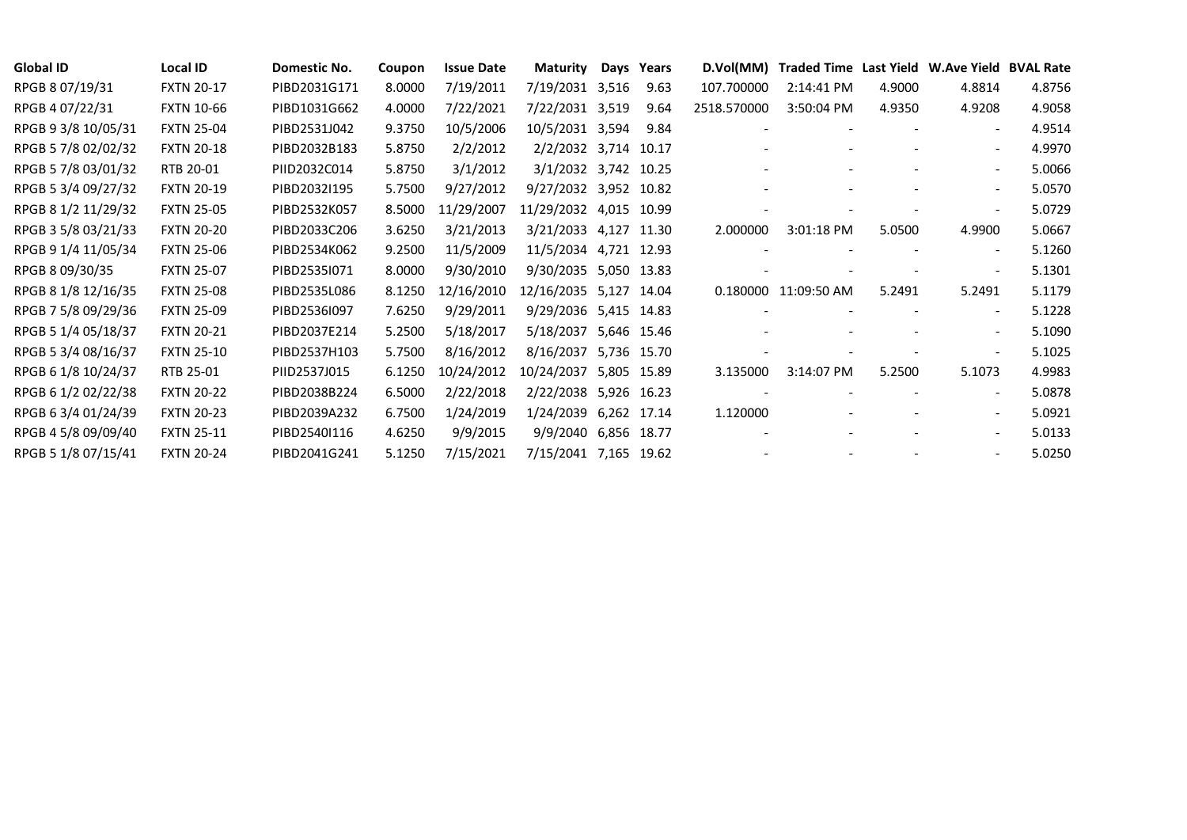| Global ID | Local ID | Domestic No. | Coupon | Issue Date | Maturity | Days | Years | D.Vol(MM) | Traded Time | Last Yield | W.Ave Yield | BVAL Rate |
|---|---|---|---|---|---|---|---|---|---|---|---|---|
| RPGB 8 07/19/31 | FXTN 20-17 | PIBD2031G171 | 8.0000 | 7/19/2011 | 7/19/2031 | 3,516 | 9.63 | 107.700000 | 2:14:41 PM | 4.9000 | 4.8814 | 4.8756 |
| RPGB 4 07/22/31 | FXTN 10-66 | PIBD1031G662 | 4.0000 | 7/22/2021 | 7/22/2031 | 3,519 | 9.64 | 2518.570000 | 3:50:04 PM | 4.9350 | 4.9208 | 4.9058 |
| RPGB 9 3/8 10/05/31 | FXTN 25-04 | PIBD2531J042 | 9.3750 | 10/5/2006 | 10/5/2031 | 3,594 | 9.84 | - | - | - | - | 4.9514 |
| RPGB 5 7/8 02/02/32 | FXTN 20-18 | PIBD2032B183 | 5.8750 | 2/2/2012 | 2/2/2032 | 3,714 | 10.17 | - | - | - | - | 4.9970 |
| RPGB 5 7/8 03/01/32 | RTB 20-01 | PIID2032C014 | 5.8750 | 3/1/2012 | 3/1/2032 | 3,742 | 10.25 | - | - | - | - | 5.0066 |
| RPGB 5 3/4 09/27/32 | FXTN 20-19 | PIBD2032I195 | 5.7500 | 9/27/2012 | 9/27/2032 | 3,952 | 10.82 | - | - | - | - | 5.0570 |
| RPGB 8 1/2 11/29/32 | FXTN 25-05 | PIBD2532K057 | 8.5000 | 11/29/2007 | 11/29/2032 | 4,015 | 10.99 | - | - | - | - | 5.0729 |
| RPGB 3 5/8 03/21/33 | FXTN 20-20 | PIBD2033C206 | 3.6250 | 3/21/2013 | 3/21/2033 | 4,127 | 11.30 | 2.000000 | 3:01:18 PM | 5.0500 | 4.9900 | 5.0667 |
| RPGB 9 1/4 11/05/34 | FXTN 25-06 | PIBD2534K062 | 9.2500 | 11/5/2009 | 11/5/2034 | 4,721 | 12.93 | - | - | - | - | 5.1260 |
| RPGB 8 09/30/35 | FXTN 25-07 | PIBD2535I071 | 8.0000 | 9/30/2010 | 9/30/2035 | 5,050 | 13.83 | - | - | - | - | 5.1301 |
| RPGB 8 1/8 12/16/35 | FXTN 25-08 | PIBD2535L086 | 8.1250 | 12/16/2010 | 12/16/2035 | 5,127 | 14.04 | 0.180000 | 11:09:50 AM | 5.2491 | 5.2491 | 5.1179 |
| RPGB 7 5/8 09/29/36 | FXTN 25-09 | PIBD2536I097 | 7.6250 | 9/29/2011 | 9/29/2036 | 5,415 | 14.83 | - | - | - | - | 5.1228 |
| RPGB 5 1/4 05/18/37 | FXTN 20-21 | PIBD2037E214 | 5.2500 | 5/18/2017 | 5/18/2037 | 5,646 | 15.46 | - | - | - | - | 5.1090 |
| RPGB 5 3/4 08/16/37 | FXTN 25-10 | PIBD2537H103 | 5.7500 | 8/16/2012 | 8/16/2037 | 5,736 | 15.70 | - | - | - | - | 5.1025 |
| RPGB 6 1/8 10/24/37 | RTB 25-01 | PIID2537J015 | 6.1250 | 10/24/2012 | 10/24/2037 | 5,805 | 15.89 | 3.135000 | 3:14:07 PM | 5.2500 | 5.1073 | 4.9983 |
| RPGB 6 1/2 02/22/38 | FXTN 20-22 | PIBD2038B224 | 6.5000 | 2/22/2018 | 2/22/2038 | 5,926 | 16.23 | - | - | - | - | 5.0878 |
| RPGB 6 3/4 01/24/39 | FXTN 20-23 | PIBD2039A232 | 6.7500 | 1/24/2019 | 1/24/2039 | 6,262 | 17.14 | 1.120000 | - | - | - | 5.0921 |
| RPGB 4 5/8 09/09/40 | FXTN 25-11 | PIBD2540I116 | 4.6250 | 9/9/2015 | 9/9/2040 | 6,856 | 18.77 | - | - | - | - | 5.0133 |
| RPGB 5 1/8 07/15/41 | FXTN 20-24 | PIBD2041G241 | 5.1250 | 7/15/2021 | 7/15/2041 | 7,165 | 19.62 | - | - | - | - | 5.0250 |